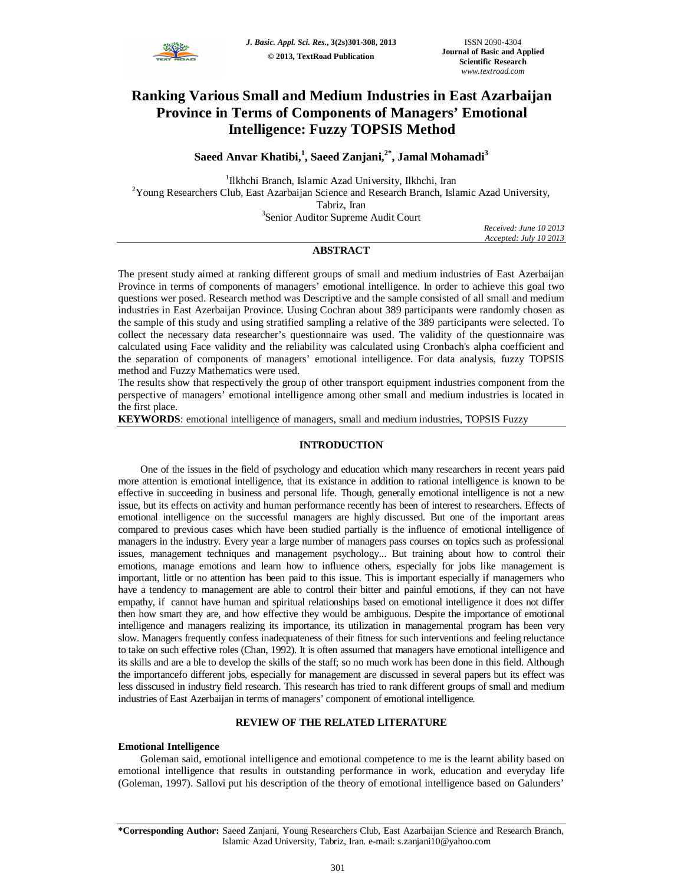# Ranking Various Small and Medium Industries in East Azarbaijan Province in Terms of Components of Managers' Emotional Intelligence: Fuzzy TOPSIS Method

**Saeed Anvar Khatibi,[1], Saeed Zanjani,[2*], Jamal Mohamadi[3]**

[1]Ilkhchi Branch, Islamic Azad University, Ilkhchi, Iran
[2]Young Researchers Club, East Azarbaijan Science and Research Branch, Islamic Azad University, Tabriz, Iran
[3]Senior Auditor Supreme Audit Court

*Received: June 10 2013*
*Accepted: July 10 2013*

## ABSTRACT

The present study aimed at ranking different groups of small and medium industries of East Azarbaijan Province in terms of components of managers' emotional intelligence. In order to achieve this goal two questions wer posed. Research method was Descriptive and the sample consisted of all small and medium industries in East Azerbaijan Province. Using Cochran about 389 participants were randomly chosen as the sample of this study and using stratified sampling a relative of the 389 participants were selected. To collect the necessary data researcher's questionnaire was used. The validity of the questionnaire was calculated using Face validity and the reliability was calculated using Cronbach's alpha coefficient and the separation of components of managers' emotional intelligence. For data analysis, fuzzy TOPSIS method and Fuzzy Mathematics were used.

The results show that respectively the group of other transport equipment industries component from the perspective of managers' emotional intelligence among other small and medium industries is located in the first place.

**KEYWORDS**: emotional intelligence of managers, small and medium industries, TOPSIS Fuzzy

## INTRODUCTION

One of the issues in the field of psychology and education which many researchers in recent years paid more attention is emotional intelligence, that its existance in addition to rational intelligence is known to be effective in succeeding in business and personal life. Though, generally emotional intelligence is not a new issue, but its effects on activity and human performance recently has been of interest to researchers. Effects of emotional intelligence on the successful managers are highly discussed. But one of the important areas compared to previous cases which have been studied partially is the influence of emotional intelligence of managers in the industry. Every year a large number of managers pass courses on topics such as professional issues, management techniques and management psychology... But training about how to control their emotions, manage emotions and learn how to influence others, especially for jobs like management is important, little or no attention has been paid to this issue. This is important especially if managemers who have a tendency to management are able to control their bitter and painful emotions, if they can not have empathy, if cannot have human and spiritual relationships based on emotional intelligence it does not differ then how smart they are, and how effective they would be ambiguous. Despite the importance of emotional intelligence and managers realizing its importance, its utilization in managemental program has been very slow. Managers frequently confess inadequateness of their fitness for such interventions and feeling reluctance to take on such effective roles (Chan, 1992). It is often assumed that managers have emotional intelligence and its skills and are a ble to develop the skills of the staff; so no much work has been done in this field. Although the importancefo different jobs, especially for management are discussed in several papers but its effect was less disscused in industry field research. This research has tried to rank different groups of small and medium industries of East Azerbaijan in terms of managers' component of emotional intelligence.

## REVIEW OF THE RELATED LITERATURE

### Emotional Intelligence

Goleman said, emotional intelligence and emotional competence to me is the learnt ability based on emotional intelligence that results in outstanding performance in work, education and everyday life (Goleman, 1997). Sallovi put his description of the theory of emotional intelligence based on Galunders'

**\*Corresponding Author:** Saeed Zanjani, Young Researchers Club, East Azarbaijan Science and Research Branch, Islamic Azad University, Tabriz, Iran. e-mail: s.zanjani10@yahoo.com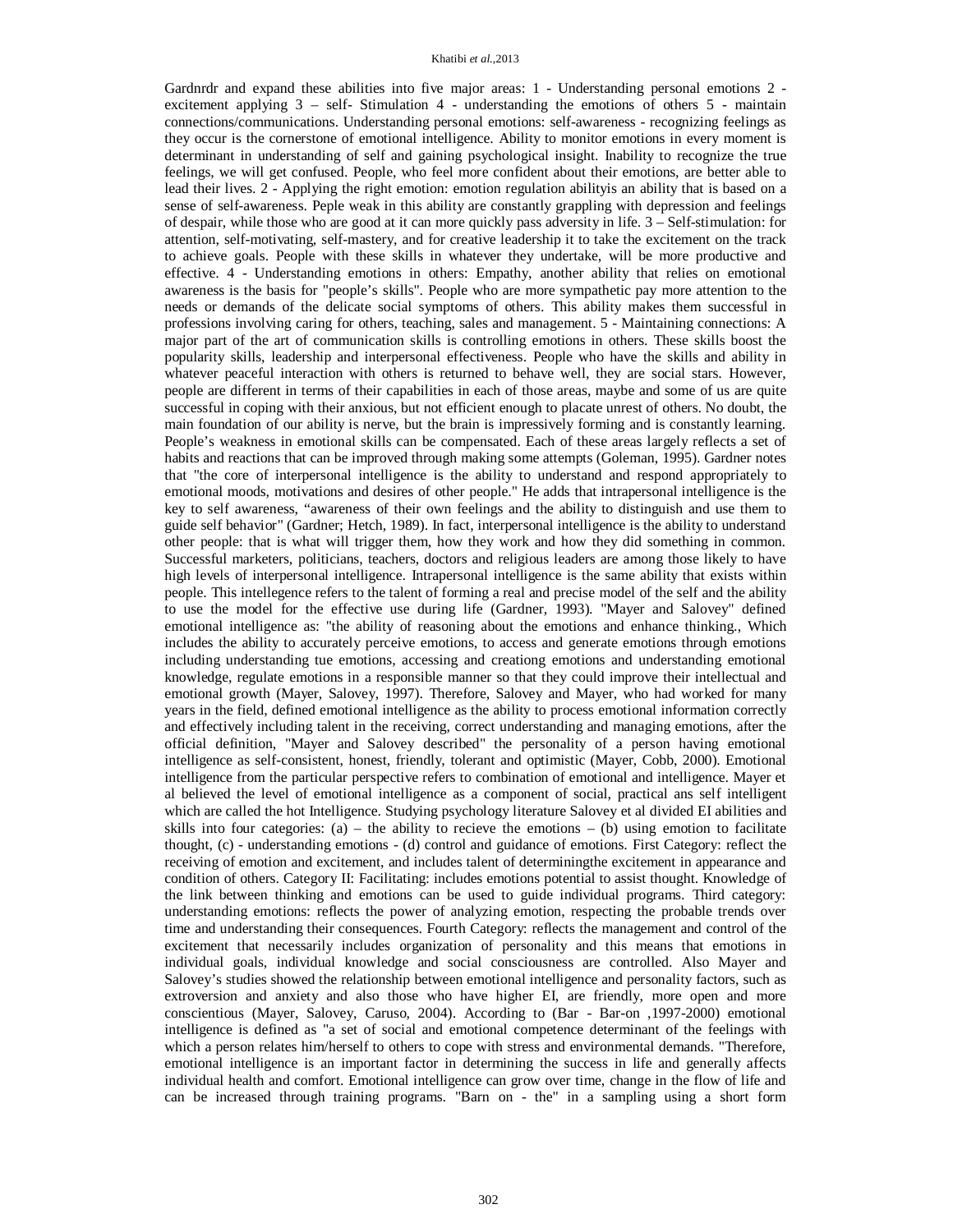Gardnrdr and expand these abilities into five major areas: 1 - Understanding personal emotions 2 - excitement applying 3 – self- Stimulation 4 - understanding the emotions of others 5 - maintain connections/communications. Understanding personal emotions: self-awareness - recognizing feelings as they occur is the cornerstone of emotional intelligence. Ability to monitor emotions in every moment is determinant in understanding of self and gaining psychological insight. Inability to recognize the true feelings, we will get confused. People, who feel more confident about their emotions, are better able to lead their lives. 2 - Applying the right emotion: emotion regulation abilityis an ability that is based on a sense of self-awareness. Peple weak in this ability are constantly grappling with depression and feelings of despair, while those who are good at it can more quickly pass adversity in life. 3 – Self-stimulation: for attention, self-motivating, self-mastery, and for creative leadership it to take the excitement on the track to achieve goals. People with these skills in whatever they undertake, will be more productive and effective. 4 - Understanding emotions in others: Empathy, another ability that relies on emotional awareness is the basis for "people's skills". People who are more sympathetic pay more attention to the needs or demands of the delicate social symptoms of others. This ability makes them successful in professions involving caring for others, teaching, sales and management. 5 - Maintaining connections: A major part of the art of communication skills is controlling emotions in others. These skills boost the popularity skills, leadership and interpersonal effectiveness. People who have the skills and ability in whatever peaceful interaction with others is returned to behave well, they are social stars. However, people are different in terms of their capabilities in each of those areas, maybe and some of us are quite successful in coping with their anxious, but not efficient enough to placate unrest of others. No doubt, the main foundation of our ability is nerve, but the brain is impressively forming and is constantly learning. People's weakness in emotional skills can be compensated. Each of these areas largely reflects a set of habits and reactions that can be improved through making some attempts (Goleman, 1995). Gardner notes that "the core of interpersonal intelligence is the ability to understand and respond appropriately to emotional moods, motivations and desires of other people." He adds that intrapersonal intelligence is the key to self awareness, "awareness of their own feelings and the ability to distinguish and use them to guide self behavior" (Gardner; Hetch, 1989). In fact, interpersonal intelligence is the ability to understand other people: that is what will trigger them, how they work and how they did something in common. Successful marketers, politicians, teachers, doctors and religious leaders are among those likely to have high levels of interpersonal intelligence. Intrapersonal intelligence is the same ability that exists within people. This intellegence refers to the talent of forming a real and precise model of the self and the ability to use the model for the effective use during life (Gardner, 1993). "Mayer and Salovey" defined emotional intelligence as: "the ability of reasoning about the emotions and enhance thinking., Which includes the ability to accurately perceive emotions, to access and generate emotions through emotions including understanding tue emotions, accessing and creationg emotions and understanding emotional knowledge, regulate emotions in a responsible manner so that they could improve their intellectual and emotional growth (Mayer, Salovey, 1997). Therefore, Salovey and Mayer, who had worked for many years in the field, defined emotional intelligence as the ability to process emotional information correctly and effectively including talent in the receiving, correct understanding and managing emotions, after the official definition, "Mayer and Salovey described" the personality of a person having emotional intelligence as self-consistent, honest, friendly, tolerant and optimistic (Mayer, Cobb, 2000). Emotional intelligence from the particular perspective refers to combination of emotional and intelligence. Mayer et al believed the level of emotional intelligence as a component of social, practical ans self intelligent which are called the hot Intelligence. Studying psychology literature Salovey et al divided EI abilities and skills into four categories: (a) – the ability to recieve the emotions – (b) using emotion to facilitate thought, (c) - understanding emotions - (d) control and guidance of emotions. First Category: reflect the receiving of emotion and excitement, and includes talent of determiningthe excitement in appearance and condition of others. Category II: Facilitating: includes emotions potential to assist thought. Knowledge of the link between thinking and emotions can be used to guide individual programs. Third category: understanding emotions: reflects the power of analyzing emotion, respecting the probable trends over time and understanding their consequences. Fourth Category: reflects the management and control of the excitement that necessarily includes organization of personality and this means that emotions in individual goals, individual knowledge and social consciousness are controlled. Also Mayer and Salovey's studies showed the relationship between emotional intelligence and personality factors, such as extroversion and anxiety and also those who have higher EI, are friendly, more open and more conscientious (Mayer, Salovey, Caruso, 2004). According to (Bar - Bar-on ,1997-2000) emotional intelligence is defined as "a set of social and emotional competence determinant of the feelings with which a person relates him/herself to others to cope with stress and environmental demands. "Therefore, emotional intelligence is an important factor in determining the success in life and generally affects individual health and comfort. Emotional intelligence can grow over time, change in the flow of life and can be increased through training programs. "Barn on - the" in a sampling using a short form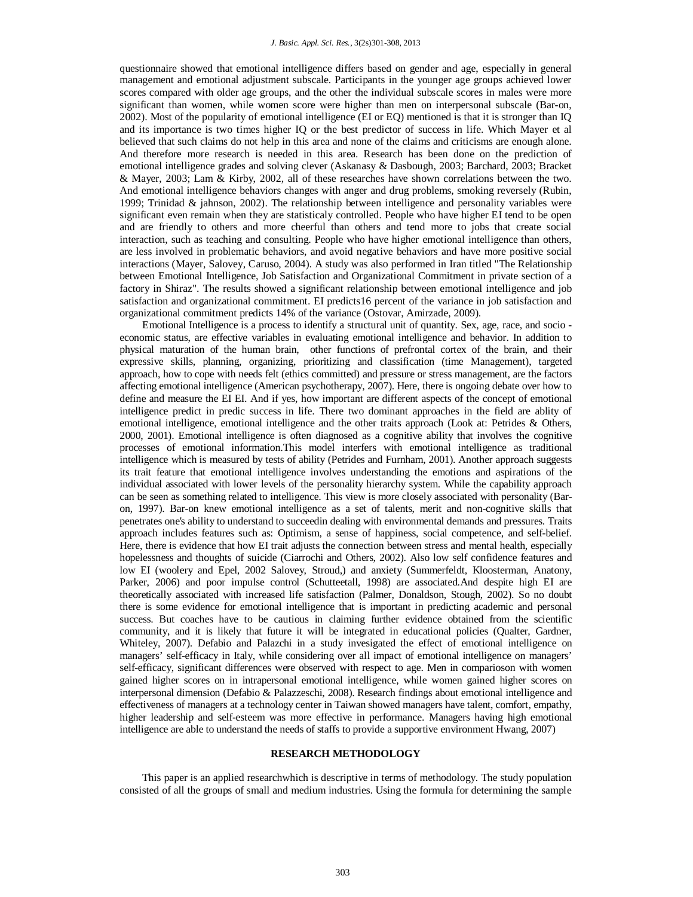questionnaire showed that emotional intelligence differs based on gender and age, especially in general management and emotional adjustment subscale. Participants in the younger age groups achieved lower scores compared with older age groups, and the other the individual subscale scores in males were more significant than women, while women score were higher than men on interpersonal subscale (Bar-on, 2002). Most of the popularity of emotional intelligence (EI or EQ) mentioned is that it is stronger than IQ and its importance is two times higher IQ or the best predictor of success in life. Which Mayer et al believed that such claims do not help in this area and none of the claims and criticisms are enough alone. And therefore more research is needed in this area. Research has been done on the prediction of emotional intelligence grades and solving clever (Askanasy & Dasbough, 2003; Barchard, 2003; Bracket & Mayer, 2003; Lam & Kirby, 2002, all of these researches have shown correlations between the two. And emotional intelligence behaviors changes with anger and drug problems, smoking reversely (Rubin, 1999; Trinidad & jahnson, 2002). The relationship between intelligence and personality variables were significant even remain when they are statisticaly controlled. People who have higher EI tend to be open and are friendly to others and more cheerful than others and tend more to jobs that create social interaction, such as teaching and consulting. People who have higher emotional intelligence than others, are less involved in problematic behaviors, and avoid negative behaviors and have more positive social interactions (Mayer, Salovey, Caruso, 2004). A study was also performed in Iran titled "The Relationship between Emotional Intelligence, Job Satisfaction and Organizational Commitment in private section of a factory in Shiraz". The results showed a significant relationship between emotional intelligence and job satisfaction and organizational commitment. EI predicts16 percent of the variance in job satisfaction and organizational commitment predicts 14% of the variance (Ostovar, Amirzade, 2009).

Emotional Intelligence is a process to identify a structural unit of quantity. Sex, age, race, and socio - economic status, are effective variables in evaluating emotional intelligence and behavior. In addition to physical maturation of the human brain, other functions of prefrontal cortex of the brain, and their expressive skills, planning, organizing, prioritizing and classification (time Management), targeted approach, how to cope with needs felt (ethics committed) and pressure or stress management, are the factors affecting emotional intelligence (American psychotherapy, 2007). Here, there is ongoing debate over how to define and measure the EI EI. And if yes, how important are different aspects of the concept of emotional intelligence predict in predic success in life. There two dominant approaches in the field are ablity of emotional intelligence, emotional intelligence and the other traits approach (Look at: Petrides & Others, 2000, 2001). Emotional intelligence is often diagnosed as a cognitive ability that involves the cognitive processes of emotional information.This model interfers with emotional intelligence as traditional intelligence which is measured by tests of ability (Petrides and Furnham, 2001). Another approach suggests its trait feature that emotional intelligence involves understanding the emotions and aspirations of the individual associated with lower levels of the personality hierarchy system. While the capability approach can be seen as something related to intelligence. This view is more closely associated with personality (Bar-on, 1997). Bar-on knew emotional intelligence as a set of talents, merit and non-cognitive skills that penetrates one's ability to understand to succeedin dealing with environmental demands and pressures. Traits approach includes features such as: Optimism, a sense of happiness, social competence, and self-belief. Here, there is evidence that how EI trait adjusts the connection between stress and mental health, especially hopelessness and thoughts of suicide (Ciarrochi and Others, 2002). Also low self confidence features and low EI (woolery and Epel, 2002 Salovey, Stroud,) and anxiety (Summerfeldt, Kloosterman, Anatony, Parker, 2006) and poor impulse control (Schutteetall, 1998) are associated.And despite high EI are theoretically associated with increased life satisfaction (Palmer, Donaldson, Stough, 2002). So no doubt there is some evidence for emotional intelligence that is important in predicting academic and personal success. But coaches have to be cautious in claiming further evidence obtained from the scientific community, and it is likely that future it will be integrated in educational policies (Qualter, Gardner, Whiteley, 2007). Defabio and Palazchi in a study invesigated the effect of emotional intelligence on managers' self-efficacy in Italy, while considering over all impact of emotional intelligence on managers' self-efficacy, significant differences were observed with respect to age. Men in comparioson with women gained higher scores on in intrapersonal emotional intelligence, while women gained higher scores on interpersonal dimension (Defabio & Palazzeschi, 2008). Research findings about emotional intelligence and effectiveness of managers at a technology center in Taiwan showed managers have talent, comfort, empathy, higher leadership and self-esteem was more effective in performance. Managers having high emotional intelligence are able to understand the needs of staffs to provide a supportive environment Hwang, 2007)

## RESEARCH METHODOLOGY

This paper is an applied researchwhich is descriptive in terms of methodology. The study population consisted of all the groups of small and medium industries. Using the formula for determining the sample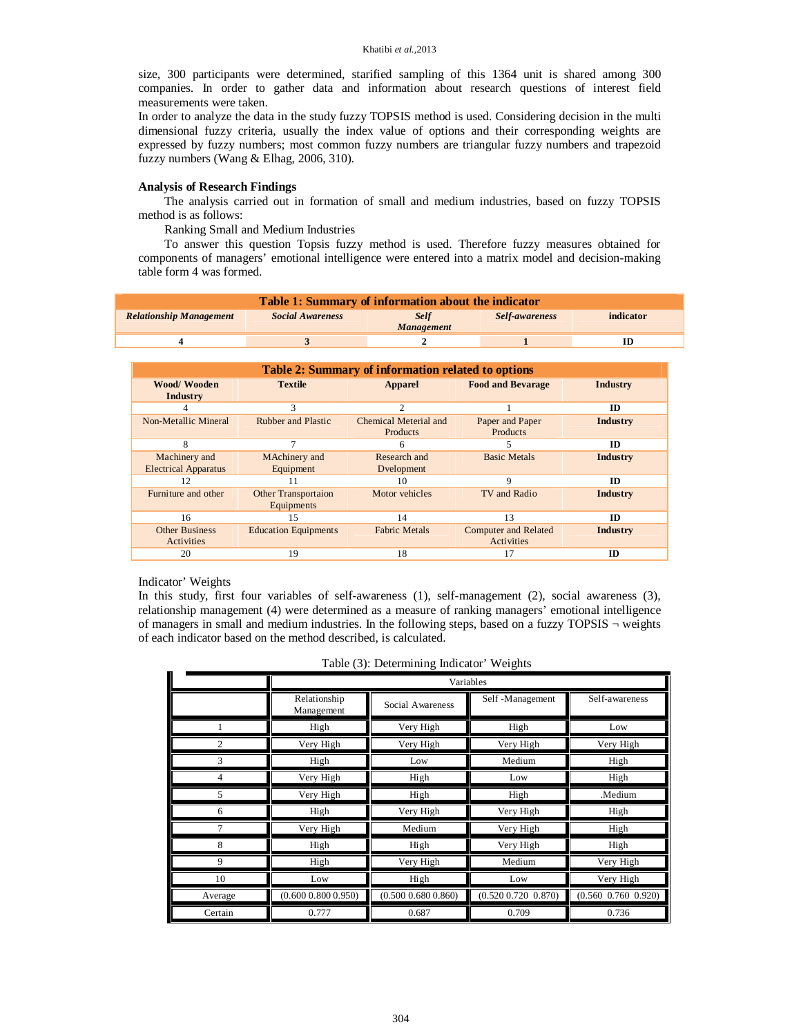size, 300 participants were determined, starified sampling of this 1364 unit is shared among 300 companies. In order to gather data and information about research questions of interest field measurements were taken.

In order to analyze the data in the study fuzzy TOPSIS method is used. Considering decision in the multi dimensional fuzzy criteria, usually the index value of options and their corresponding weights are expressed by fuzzy numbers; most common fuzzy numbers are triangular fuzzy numbers and trapezoid fuzzy numbers (Wang & Elhag, 2006, 310).

### Analysis of Research Findings

The analysis carried out in formation of small and medium industries, based on fuzzy TOPSIS method is as follows:

Ranking Small and Medium Industries

To answer this question Topsis fuzzy method is used. Therefore fuzzy measures obtained for components of managers' emotional intelligence were entered into a matrix model and decision-making table form 4 was formed.

**Table 1: Summary of information about the indicator**

| *Relationship Management* | *Social Awareness* | *Self Management* | *Self-awareness* | **indicator** |
|---|---|---|---|---|
| **4** | **3** | **2** | **1** | **ID** |

**Table 2: Summary of information related to options**

| Wood/ Wooden Industry | Textile | Apparel | Food and Bevarage | Industry |
|---|---|---|---|---|
| 4 | 3 | 2 | 1 | ID |
| Non-Metallic Mineral | Rubber and Plastic | Chemical Meterial and Products | Paper and Paper Products | Industry |
| 8 | 7 | 6 | 5 | ID |
| Machinery and Electrical Apparatus | MAchinery and Equipment | Research and Dvelopment | Basic Metals | Industry |
| 12 | 11 | 10 | 9 | ID |
| Furniture and other | Other Transportaion Equipments | Motor vehicles | TV and Radio | Industry |
| 16 | 15 | 14 | 13 | ID |
| Other Business Activities | Education Equipments | Fabric Metals | Computer and Related Activities | Industry |
| 20 | 19 | 18 | 17 | ID |

Indicator' Weights

In this study, first four variables of self-awareness (1), self-management (2), social awareness (3), relationship management (4) were determined as a measure of ranking managers' emotional intelligence of managers in small and medium industries. In the following steps, based on a fuzzy TOPSIS ¬ weights of each indicator based on the method described, is calculated.

Table (3): Determining Indicator' Weights

| | Variables | | | |
|---|---|---|---|---|
| | Relationship Management | Social Awareness | Self -Management | Self-awareness |
| 1 | High | Very High | High | Low |
| 2 | Very High | Very High | Very High | Very High |
| 3 | High | Low | Medium | High |
| 4 | Very High | High | Low | High |
| 5 | Very High | High | High | .Medium |
| 6 | High | Very High | Very High | High |
| 7 | Very High | Medium | Very High | High |
| 8 | High | High | Very High | High |
| 9 | High | Very High | Medium | Very High |
| 10 | Low | High | Low | Very High |
| Average | (0.600 0.800 0.950) | (0.500 0.680 0.860) | (0.520 0.720 0.870) | (0.560 0.760 0.920) |
| Certain | 0.777 | 0.687 | 0.709 | 0.736 |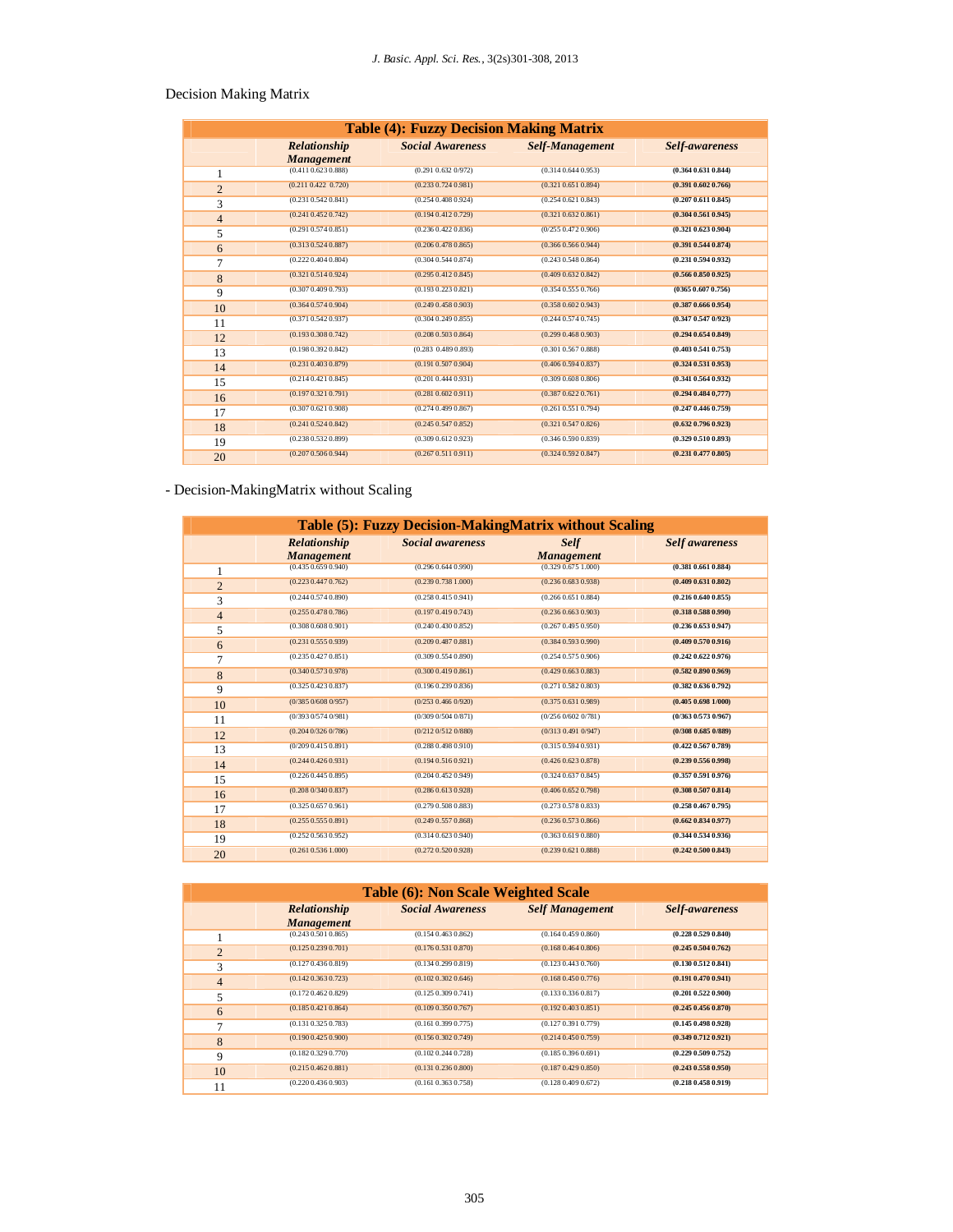Decision Making Matrix

| Table (4): Fuzzy Decision Making Matrix | | | | |
|---|---|---|---|---|
| | *Relationship Management* | *Social Awareness* | *Self-Management* | *Self-awareness* |
| 1 | (0.411 0.623 0.888) | (0.291 0.632 0/972) | (0.314 0.644 0.953) | **(0.364 0.631 0.844)** |
| 2 | (0.211 0.422 0.720) | (0.233 0.724 0.981) | (0.321 0.651 0.894) | **(0.391 0.602 0.766)** |
| 3 | (0.231 0.542 0.841) | (0.254 0.408 0.924) | (0.254 0.621 0.843) | **(0.207 0.611 0.845)** |
| 4 | (0.241 0.452 0.742) | (0.194 0.412 0.729) | (0.321 0.632 0.861) | **(0.304 0.561 0.945)** |
| 5 | (0.291 0.574 0.851) | (0.236 0.422 0.836) | (0/255 0.472 0.906) | **(0.321 0.623 0.904)** |
| 6 | (0.313 0.524 0.887) | (0.206 0.478 0.865) | (0.366 0.566 0.944) | **(0.391 0.544 0.874)** |
| 7 | (0.222 0.404 0.804) | (0.304 0.544 0.874) | (0.243 0.548 0.864) | **(0.231 0.594 0.932)** |
| 8 | (0.321 0.514 0.924) | (0.295 0.412 0.845) | (0.409 0.632 0.842) | **(0.566 0.850 0.925)** |
| 9 | (0.307 0.409 0.793) | (0.193 0.223 0.821) | (0.354 0.555 0.766) | **(0365 0.607 0.756)** |
| 10 | (0.364 0.574 0.904) | (0.249 0.458 0.903) | (0.358 0.602 0.943) | **(0.387 0.666 0.954)** |
| 11 | (0.371 0.542 0.937) | (0.304 0.249 0.855) | (0.244 0.574 0.745) | **(0.347 0.547 0/923)** |
| 12 | (0.193 0.308 0.742) | (0.208 0.503 0.864) | (0.299 0.468 0.903) | **(0.294 0.654 0.849)** |
| 13 | (0.198 0.392 0.842) | (0.283 0.489 0.893) | (0.301 0.567 0.888) | **(0.403 0.541 0.753)** |
| 14 | (0.231 0.403 0.879) | (0.191 0.507 0.904) | (0.406 0.594 0.837) | **(0.324 0.531 0.953)** |
| 15 | (0.214 0.421 0.845) | (0.201 0.444 0.931) | (0.309 0.608 0.806) | **(0.341 0.564 0.932)** |
| 16 | (0.197 0.321 0.791) | (0.281 0.602 0.911) | (0.387 0.622 0.761) | **(0.294 0.484 0,777)** |
| 17 | (0.307 0.621 0.908) | (0.274 0.499 0.867) | (0.261 0.551 0.794) | **(0.247 0.446 0.759)** |
| 18 | (0.241 0.524 0.842) | (0.245 0.547 0.852) | (0.321 0.547 0.826) | **(0.632 0.796 0.923)** |
| 19 | (0.238 0.532 0.899) | (0.309 0.612 0.923) | (0.346 0.590 0.839) | **(0.329 0.510 0.893)** |
| 20 | (0.207 0.506 0.944) | (0.267 0.511 0.911) | (0.324 0.592 0.847) | **(0.231 0.477 0.805)** |

- Decision-MakingMatrix without Scaling

| Table (5): Fuzzy Decision-MakingMatrix without Scaling | | | | |
|---|---|---|---|---|
| | *Relationship Management* | *Social awareness* | *Self Management* | *Self awareness* |
| 1 | (0.435 0.659 0.940) | (0.296 0.644 0.990) | (0.329 0.675 1.000) | **(0.381 0.661 0.884)** |
| 2 | (0.223 0.447 0.762) | (0.239 0.738 1.000) | (0.236 0.683 0.938) | **(0.409 0.631 0.802)** |
| 3 | (0.244 0.574 0.890) | (0.258 0.415 0.941) | (0.266 0.651 0.884) | **(0.216 0.640 0.855)** |
| 4 | (0.255 0.478 0.786) | (0.197 0.419 0.743) | (0.236 0.663 0.903) | **(0.318 0.588 0.990)** |
| 5 | (0.308 0.608 0.901) | (0.240 0.430 0.852) | (0.267 0.495 0.950) | **(0.236 0.653 0.947)** |
| 6 | (0.231 0.555 0.939) | (0.209 0.487 0.881) | (0.384 0.593 0.990) | **(0.409 0.570 0.916)** |
| 7 | (0.235 0.427 0.851) | (0.309 0.554 0.890) | (0.254 0.575 0.906) | **(0.242 0.622 0.976)** |
| 8 | (0.340 0.573 0.978) | (0.300 0.419 0.861) | (0.429 0.663 0.883) | **(0.582 0.890 0.969)** |
| 9 | (0.325 0.423 0.837) | (0.196 0.239 0.836) | (0.271 0.582 0.803) | **(0.382 0.636 0.792)** |
| 10 | (0/385 0/608 0/957) | (0/253 0.466 0/920) | (0.375 0.631 0.989) | **(0.405 0.698 1/000)** |
| 11 | (0/393 0/574 0/981) | (0/309 0/504 0/871) | (0/256 0/602 0/781) | **(0/363 0/573 0/967)** |
| 12 | (0.204 0/326 0/786) | (0/212 0/512 0/880) | (0/313 0.491 0/947) | **(0/308 0.685 0/889)** |
| 13 | (0/209 0.415 0/891) | (0.288 0.498 0.910) | (0.315 0.594 0.931) | **(0.422 0.567 0.789)** |
| 14 | (0.244 0.426 0.931) | (0.194 0.516 0.921) | (0.426 0.623 0.878) | **(0.239 0.556 0.998)** |
| 15 | (0.226 0.445 0.895) | (0.204 0.452 0.949) | (0.324 0.637 0.845) | **(0.357 0.591 0.976)** |
| 16 | (0.208 0/340 0.837) | (0.286 0.613 0.928) | (0.406 0.652 0.798) | **(0.308 0.507 0.814)** |
| 17 | (0.325 0.657 0.961) | (0.279 0.508 0.883) | (0.273 0.578 0.833) | **(0.258 0.467 0.795)** |
| 18 | (0.255 0.555 0.891) | (0.249 0.557 0.868) | (0.236 0.573 0.866) | **(0.662 0.834 0.977)** |
| 19 | (0.252 0.563 0.952) | (0.314 0.623 0.940) | (0.363 0.619 0.880) | **(0.344 0.534 0.936)** |
| 20 | (0.261 0.536 1.000) | (0.272 0.520 0.928) | (0.239 0.621 0.888) | **(0.242 0.500 0.843)** |

| Table (6): Non Scale Weighted Scale | | | | |
|---|---|---|---|---|
| | *Relationship Management* | *Social Awareness* | *Self Management* | *Self-awareness* |
| 1 | (0.243 0.501 0.865) | (0.154 0.463 0.862) | (0.164 0.459 0.860) | **(0.228 0.529 0.840)** |
| 2 | (0.125 0.239 0.701) | (0.176 0.531 0.870) | (0.168 0.464 0.806) | **(0.245 0.504 0.762)** |
| 3 | (0.127 0.436 0.819) | (0.134 0.299 0.819) | (0.123 0.443 0.760) | **(0.130 0.512 0.841)** |
| 4 | (0.142 0.363 0.723) | (0.102 0.302 0.646) | (0.168 0.450 0.776) | **(0.191 0.470 0.941)** |
| 5 | (0.172 0.462 0.829) | (0.125 0.309 0.741) | (0.133 0.336 0.817) | **(0.201 0.522 0.900)** |
| 6 | (0.185 0.421 0.864) | (0.109 0.350 0.767) | (0.192 0.403 0.851) | **(0.245 0.456 0.870)** |
| 7 | (0.131 0.325 0.783) | (0.161 0.399 0.775) | (0.127 0.391 0.779) | **(0.145 0.498 0.928)** |
| 8 | (0.190 0.425 0.900) | (0.156 0.302 0.749) | (0.214 0.450 0.759) | **(0.349 0.712 0.921)** |
| 9 | (0.182 0.329 0.770) | (0.102 0.244 0.728) | (0.185 0.396 0.691) | **(0.229 0.509 0.752)** |
| 10 | (0.215 0.462 0.881) | (0.131 0.236 0.800) | (0.187 0.429 0.850) | **(0.243 0.558 0.950)** |
| 11 | (0.220 0.436 0.903) | (0.161 0.363 0.758) | (0.128 0.409 0.672) | **(0.218 0.458 0.919)** |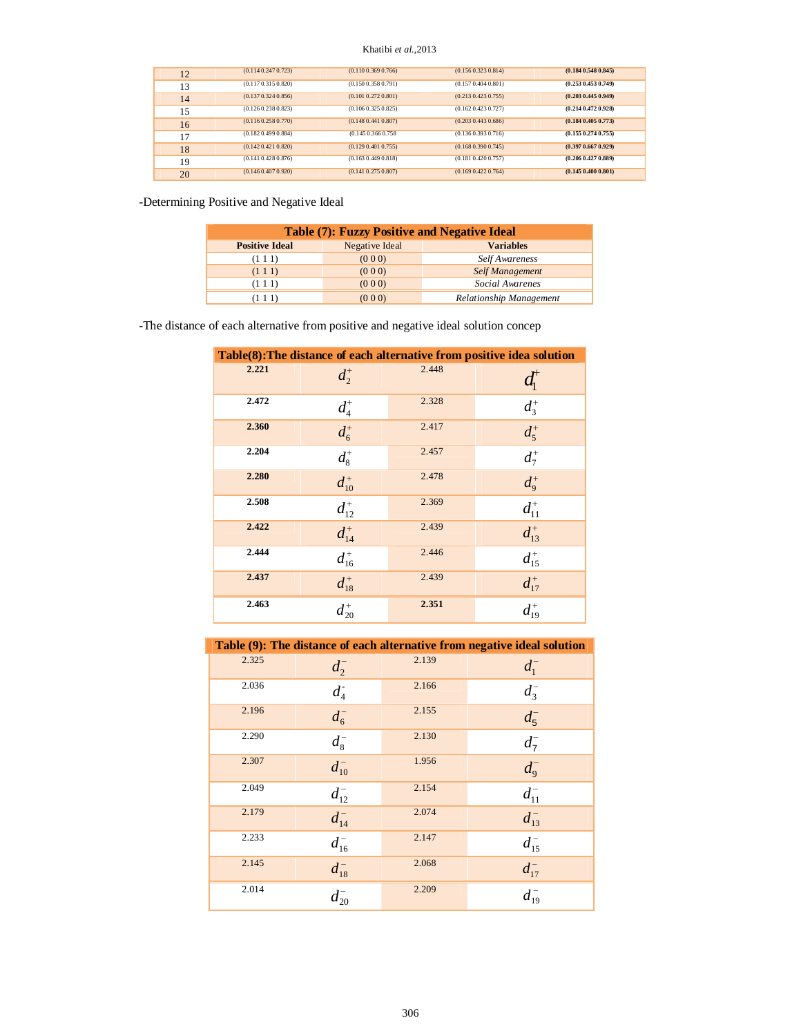| 12 | (0.114 0.247 0.723) | (0.110 0.369 0.766) | (0.156 0.323 0.814) | **(0.184 0.548 0.845)** |
|---|---|---|---|---|
| 13 | (0.117 0.315 0.820) | (0.150 0.358 0.791) | (0.157 0.404 0.801) | **(0.253 0.453 0.749)** |
| 14 | (0.137 0.324 0.856) | (0.101 0.272 0.801) | (0.213 0.423 0.755) | **(0.203 0.445 0.949)** |
| 15 | (0.126 0.238 0.823) | (0.106 0.325 0.825) | (0.162 0.423 0.727) | **(0.214 0.472 0.928)** |
| 16 | (0.116 0.258 0.770) | (0.148 0.441 0.807) | (0.203 0.443 0.686) | **(0.184 0.405 0.773)** |
| 17 | (0.182 0.499 0.884) | (0.145 0.366 0.758 | (0.136 0.393 0.716) | **(0.155 0.274 0.755)** |
| 18 | (0.142 0.421 0.820) | (0.129 0.401 0.755) | (0.168 0.390 0.745) | **(0.397 0.667 0.929)** |
| 19 | (0.141 0.428 0.876) | (0.163 0.449 0.818) | (0.181 0.420 0.757) | **(0.206 0.427 0.889)** |
| 20 | (0.146 0.407 0.920) | (0.141 0.275 0.807) | (0.169 0.422 0.764) | **(0.145 0.400 0.801)** |

-Determining Positive and Negative Ideal

**Table (7): Fuzzy Positive and Negative Ideal**

| **Positive Ideal** | Negative Ideal | **Variables** |
|---|---|---|
| (1 1 1) | (0 0 0) | *Self Awareness* |
| (1 1 1) | (0 0 0) | *Self Management* |
| (1 1 1) | (0 0 0) | *Social Awarenes* |
| (1 1 1) | (0 0 0) | *Relationship Management* |

-The distance of each alternative from positive and negative ideal solution concep

**Table(8):The distance of each alternative from positive idea solution**

| | | | |
|---|---|---|---|
| **2.221** | $d_2^+$ | 2.448 | $d_1^+$ |
| **2.472** | $d_4^+$ | 2.328 | $d_3^+$ |
| **2.360** | $d_6^+$ | 2.417 | $d_5^+$ |
| **2.204** | $d_8^+$ | 2.457 | $d_7^+$ |
| **2.280** | $d_{10}^+$ | 2.478 | $d_9^+$ |
| **2.508** | $d_{12}^+$ | 2.369 | $d_{11}^+$ |
| **2.422** | $d_{14}^+$ | 2.439 | $d_{13}^+$ |
| **2.444** | $d_{16}^+$ | 2.446 | $d_{15}^+$ |
| **2.437** | $d_{18}^+$ | 2.439 | $d_{17}^+$ |
| **2.463** | $d_{20}^+$ | **2.351** | $d_{19}^+$ |

**Table (9): The distance of each alternative from negative ideal solution**

| | | | |
|---|---|---|---|
| 2.325 | $d_2^-$ | 2.139 | $d_1^-$ |
| 2.036 | $d_4^-$ | 2.166 | $d_3^-$ |
| 2.196 | $d_6^-$ | 2.155 | $d_5^-$ |
| 2.290 | $d_8^-$ | 2.130 | $d_7^-$ |
| 2.307 | $d_{10}^-$ | 1.956 | $d_9^-$ |
| 2.049 | $d_{12}^-$ | 2.154 | $d_{11}^-$ |
| 2.179 | $d_{14}^-$ | 2.074 | $d_{13}^-$ |
| 2.233 | $d_{16}^-$ | 2.147 | $d_{15}^-$ |
| 2.145 | $d_{18}^-$ | 2.068 | $d_{17}^-$ |
| 2.014 | $d_{20}^-$ | 2.209 | $d_{19}^-$ |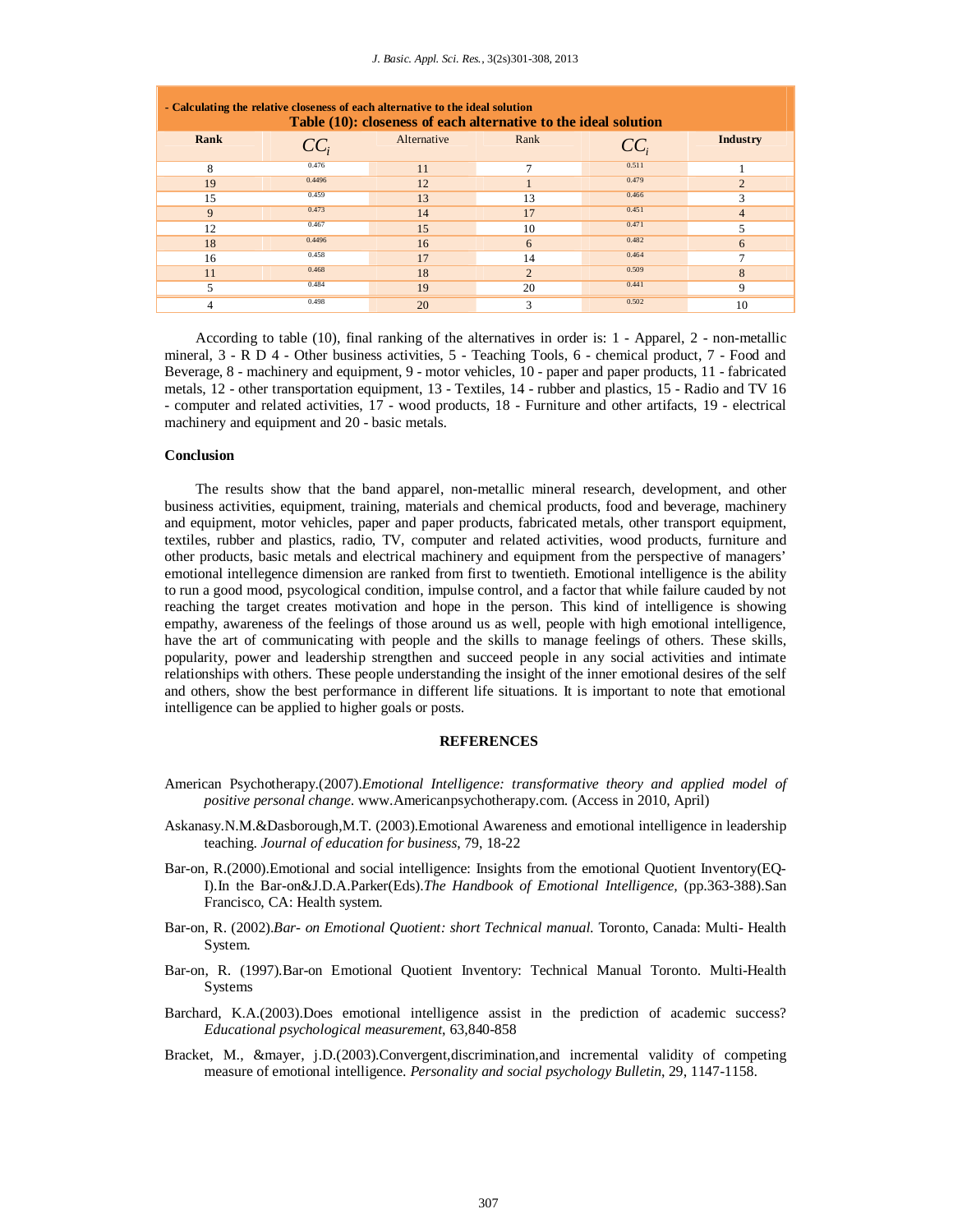- Calculating the relative closeness of each alternative to the ideal solution

**Table (10): closeness of each alternative to the ideal solution**

| Rank | $CC_i$ | Alternative | Rank | $CC_i$ | Industry |
|---|---|---|---|---|---|
| 8 | 0.476 | 11 | 7 | 0.511 | 1 |
| 19 | 0.4496 | 12 | 1 | 0.479 | 2 |
| 15 | 0.459 | 13 | 13 | 0.466 | 3 |
| 9 | 0.473 | 14 | 17 | 0.451 | 4 |
| 12 | 0.467 | 15 | 10 | 0.471 | 5 |
| 18 | 0.4496 | 16 | 6 | 0.482 | 6 |
| 16 | 0.458 | 17 | 14 | 0.464 | 7 |
| 11 | 0.468 | 18 | 2 | 0.509 | 8 |
| 5 | 0.484 | 19 | 20 | 0.441 | 9 |
| 4 | 0.498 | 20 | 3 | 0.502 | 10 |

According to table (10), final ranking of the alternatives in order is: 1 - Apparel, 2 - non-metallic mineral, 3 - R D 4 - Other business activities, 5 - Teaching Tools, 6 - chemical product, 7 - Food and Beverage, 8 - machinery and equipment, 9 - motor vehicles, 10 - paper and paper products, 11 - fabricated metals, 12 - other transportation equipment, 13 - Textiles, 14 - rubber and plastics, 15 - Radio and TV 16 - computer and related activities, 17 - wood products, 18 - Furniture and other artifacts, 19 - electrical machinery and equipment and 20 - basic metals.

## Conclusion

The results show that the band apparel, non-metallic mineral research, development, and other business activities, equipment, training, materials and chemical products, food and beverage, machinery and equipment, motor vehicles, paper and paper products, fabricated metals, other transport equipment, textiles, rubber and plastics, radio, TV, computer and related activities, wood products, furniture and other products, basic metals and electrical machinery and equipment from the perspective of managers' emotional intellegence dimension are ranked from first to twentieth. Emotional intelligence is the ability to run a good mood, psycological condition, impulse control, and a factor that while failure cauded by not reaching the target creates motivation and hope in the person. This kind of intelligence is showing empathy, awareness of the feelings of those around us as well, people with high emotional intelligence, have the art of communicating with people and the skills to manage feelings of others. These skills, popularity, power and leadership strengthen and succeed people in any social activities and intimate relationships with others. These people understanding the insight of the inner emotional desires of the self and others, show the best performance in different life situations. It is important to note that emotional intelligence can be applied to higher goals or posts.

## REFERENCES

American Psychotherapy.(2007).*Emotional Intelligence: transformative theory and applied model of positive personal change*. www.Americanpsychotherapy.com. (Access in 2010, April)

Askanasy.N.M.&Dasborough,M.T. (2003).Emotional Awareness and emotional intelligence in leadership teaching. *Journal of education for business*, 79, 18-22

Bar-on, R.(2000).Emotional and social intelligence: Insights from the emotional Quotient Inventory(EQ-I).In the Bar-on&J.D.A.Parker(Eds).*The Handbook of Emotional Intelligence,* (pp.363-388).San Francisco, CA: Health system.

Bar-on, R. (2002).*Bar- on Emotional Quotient: short Technical manual.* Toronto, Canada: Multi- Health System.

Bar-on, R. (1997).Bar-on Emotional Quotient Inventory: Technical Manual Toronto. Multi-Health Systems

Barchard, K.A.(2003).Does emotional intelligence assist in the prediction of academic success? *Educational psychological measurement*, 63,840-858

Bracket, M., &mayer, j.D.(2003).Convergent,discrimination,and incremental validity of competing measure of emotional intelligence. *Personality and social psychology Bulletin*, 29, 1147-1158.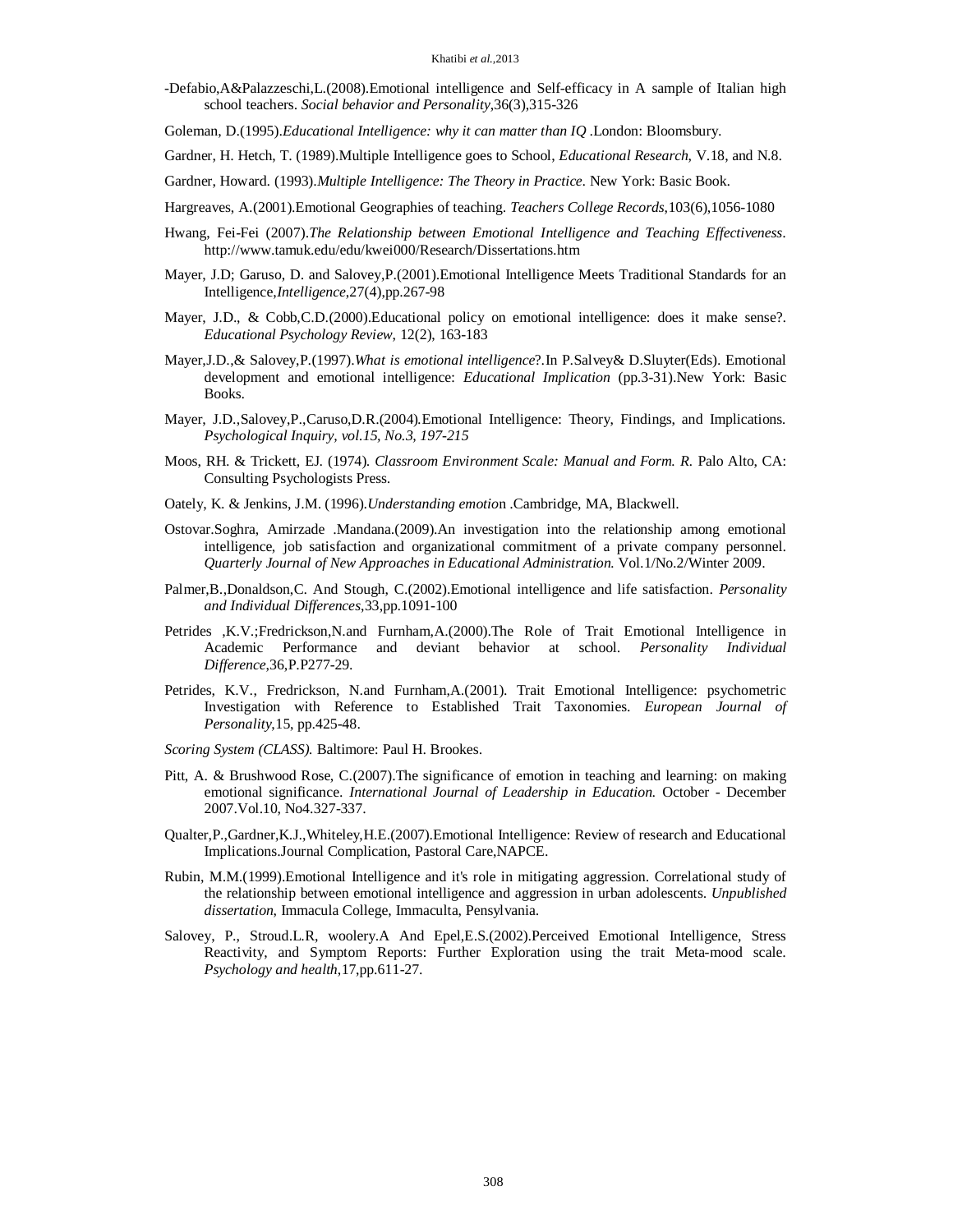-Defabio,A&Palazzeschi,L.(2008).Emotional intelligence and Self-efficacy in A sample of Italian high school teachers. *Social behavior and Personality*,36(3),315-326

Goleman, D.(1995).*Educational Intelligence: why it can matter than IQ* .London: Bloomsbury.

Gardner, H. Hetch, T. (1989).Multiple Intelligence goes to School, *Educational Research*, V.18, and N.8.

Gardner, Howard. (1993).*Multiple Intelligence: The Theory in Practice*. New York: Basic Book.

Hargreaves, A.(2001).Emotional Geographies of teaching. *Teachers College Records*,103(6),1056-1080

Hwang, Fei-Fei (2007).*The Relationship between Emotional Intelligence and Teaching Effectiveness*. http://www.tamuk.edu/edu/kwei000/Research/Dissertations.htm

Mayer, J.D; Garuso, D. and Salovey,P.(2001).Emotional Intelligence Meets Traditional Standards for an Intelligence,*Intelligence*,27(4),pp.267-98

Mayer, J.D., & Cobb,C.D.(2000).Educational policy on emotional intelligence: does it make sense?. *Educational Psychology Review*, 12(2), 163-183

Mayer,J.D.,& Salovey,P.(1997).*What is emotional intelligence*?.In P.Salvey& D.Sluyter(Eds). Emotional development and emotional intelligence: *Educational Implication* (pp.3-31).New York: Basic Books.

Mayer, J.D.,Salovey,P.,Caruso,D.R.(2004).Emotional Intelligence: Theory, Findings, and Implications. *Psychological Inquiry, vol.15, No.3, 197-215*

Moos, RH. & Trickett, EJ. (1974). *Classroom Environment Scale: Manual and Form. R.* Palo Alto, CA: Consulting Psychologists Press.

Oately, K. & Jenkins, J.M. (1996).*Understanding emotio*n .Cambridge, MA, Blackwell.

Ostovar.Soghra, Amirzade .Mandana.(2009).An investigation into the relationship among emotional intelligence, job satisfaction and organizational commitment of a private company personnel. *Quarterly Journal of New Approaches in Educational Administration.* Vol.1/No.2/Winter 2009.

Palmer,B.,Donaldson,C. And Stough, C.(2002).Emotional intelligence and life satisfaction. *Personality and Individual Differences*,33,pp.1091-100

Petrides ,K.V.;Fredrickson,N.and Furnham,A.(2000).The Role of Trait Emotional Intelligence in Academic Performance and deviant behavior at school. *Personality Individual Difference*,36,P.P277-29.

Petrides, K.V., Fredrickson, N.and Furnham,A.(2001). Trait Emotional Intelligence: psychometric Investigation with Reference to Established Trait Taxonomies. *European Journal of Personality*,15, pp.425-48.

*Scoring System (CLASS).* Baltimore: Paul H. Brookes.

Pitt, A. & Brushwood Rose, C.(2007).The significance of emotion in teaching and learning: on making emotional significance. *International Journal of Leadership in Education.* October - December 2007.Vol.10, No4.327-337.

Qualter,P.,Gardner,K.J.,Whiteley,H.E.(2007).Emotional Intelligence: Review of research and Educational Implications.Journal Complication, Pastoral Care,NAPCE.

Rubin, M.M.(1999).Emotional Intelligence and it's role in mitigating aggression. Correlational study of the relationship between emotional intelligence and aggression in urban adolescents. *Unpublished dissertation*, Immacula College, Immaculta, Pensylvania.

Salovey, P., Stroud.L.R, woolery.A And Epel,E.S.(2002).Perceived Emotional Intelligence, Stress Reactivity, and Symptom Reports: Further Exploration using the trait Meta-mood scale. *Psychology and health*,17,pp.611-27.